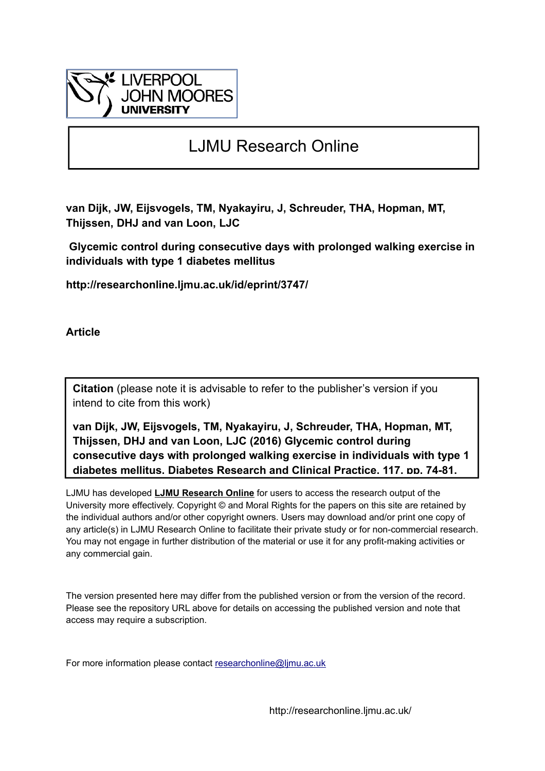LIVERPOOL JOHN MOORES UNIVERSITY

# LJMU Research Online

**van Dijk, JW, Eijsvogels, TM, Nyakayiru, J, Schreuder, THA, Hopman, MT, Thijssen, DHJ and van Loon, LJC**

**Glycemic control during consecutive days with prolonged walking exercise in individuals with type 1 diabetes mellitus**

**http://researchonline.ljmu.ac.uk/id/eprint/3747/**

**Article**

**Citation** (please note it is advisable to refer to the publisher's version if you intend to cite from this work)

**van Dijk, JW, Eijsvogels, TM, Nyakayiru, J, Schreuder, THA, Hopman, MT, Thijssen, DHJ and van Loon, LJC (2016) Glycemic control during consecutive days with prolonged walking exercise in individuals with type 1 diabetes mellitus. Diabetes Research and Clinical Practice, 117. pp. 74-81.**

LJMU has developed **LJMU Research Online** for users to access the research output of the University more effectively. Copyright © and Moral Rights for the papers on this site are retained by the individual authors and/or other copyright owners. Users may download and/or print one copy of any article(s) in LJMU Research Online to facilitate their private study or for non-commercial research. You may not engage in further distribution of the material or use it for any profit-making activities or any commercial gain.

The version presented here may differ from the published version or from the version of the record. Please see the repository URL above for details on accessing the published version and note that access may require a subscription.

For more information please contact researchonline@ljmu.ac.uk

http://researchonline.ljmu.ac.uk/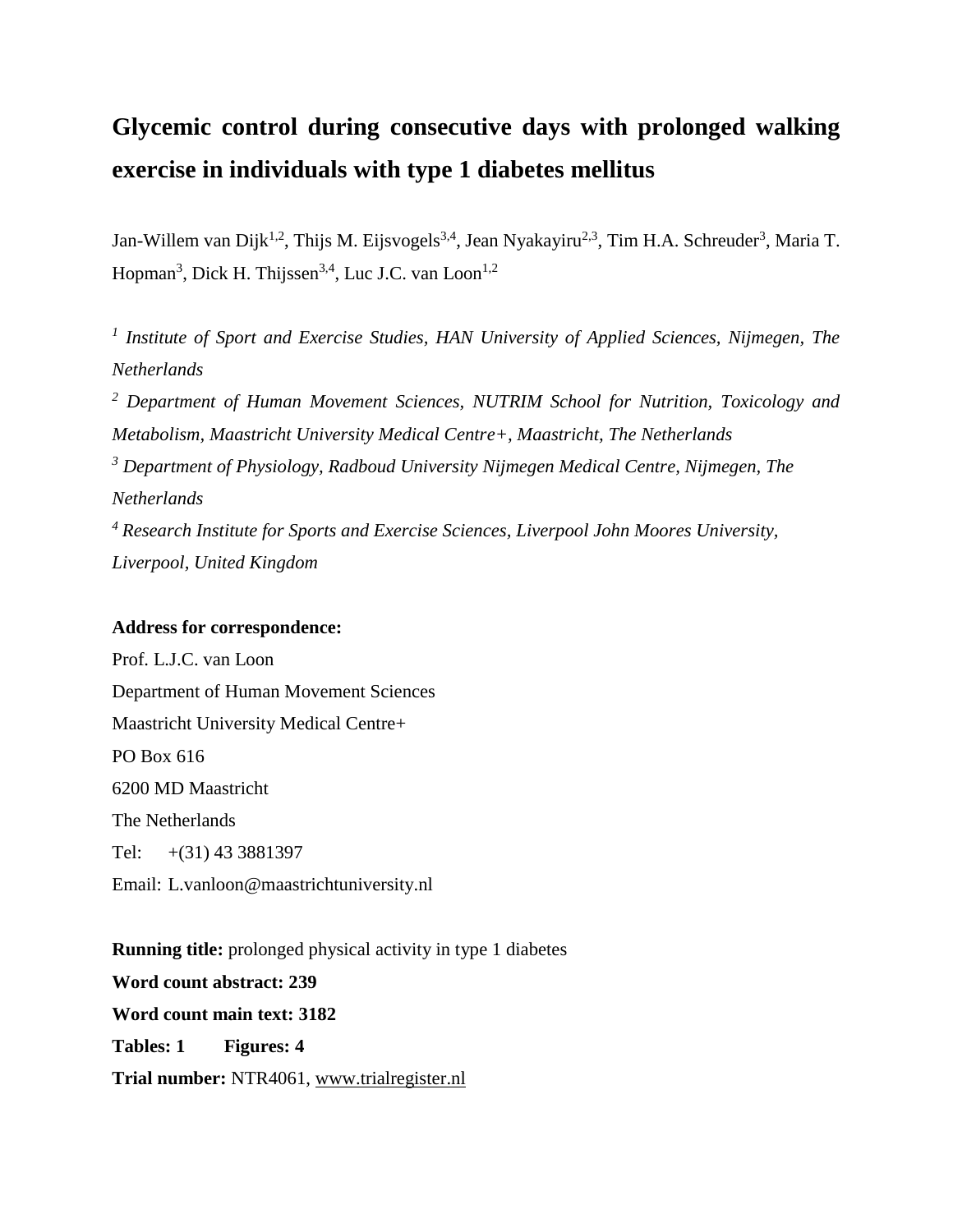# Glycemic control during consecutive days with prolonged walking exercise in individuals with type 1 diabetes mellitus

Jan-Willem van Dijk[1,2], Thijs M. Eijsvogels[3,4], Jean Nyakayiru[2,3], Tim H.A. Schreuder[3], Maria T. Hopman[3], Dick H. Thijssen[3,4], Luc J.C. van Loon[1,2]

*[1] Institute of Sport and Exercise Studies, HAN University of Applied Sciences, Nijmegen, The Netherlands*

*[2] Department of Human Movement Sciences, NUTRIM School for Nutrition, Toxicology and Metabolism, Maastricht University Medical Centre+, Maastricht, The Netherlands*

*[3] Department of Physiology, Radboud University Nijmegen Medical Centre, Nijmegen, The Netherlands*

*[4] Research Institute for Sports and Exercise Sciences, Liverpool John Moores University, Liverpool, United Kingdom*

**Address for correspondence:**

Prof. L.J.C. van Loon
Department of Human Movement Sciences
Maastricht University Medical Centre+
PO Box 616
6200 MD Maastricht
The Netherlands
Tel: +(31) 43 3881397
Email: L.vanloon@maastrichtuniversity.nl

**Running title:** prolonged physical activity in type 1 diabetes

**Word count abstract: 239**

**Word count main text: 3182**

**Tables: 1 Figures: 4**

**Trial number:** NTR4061, www.trialregister.nl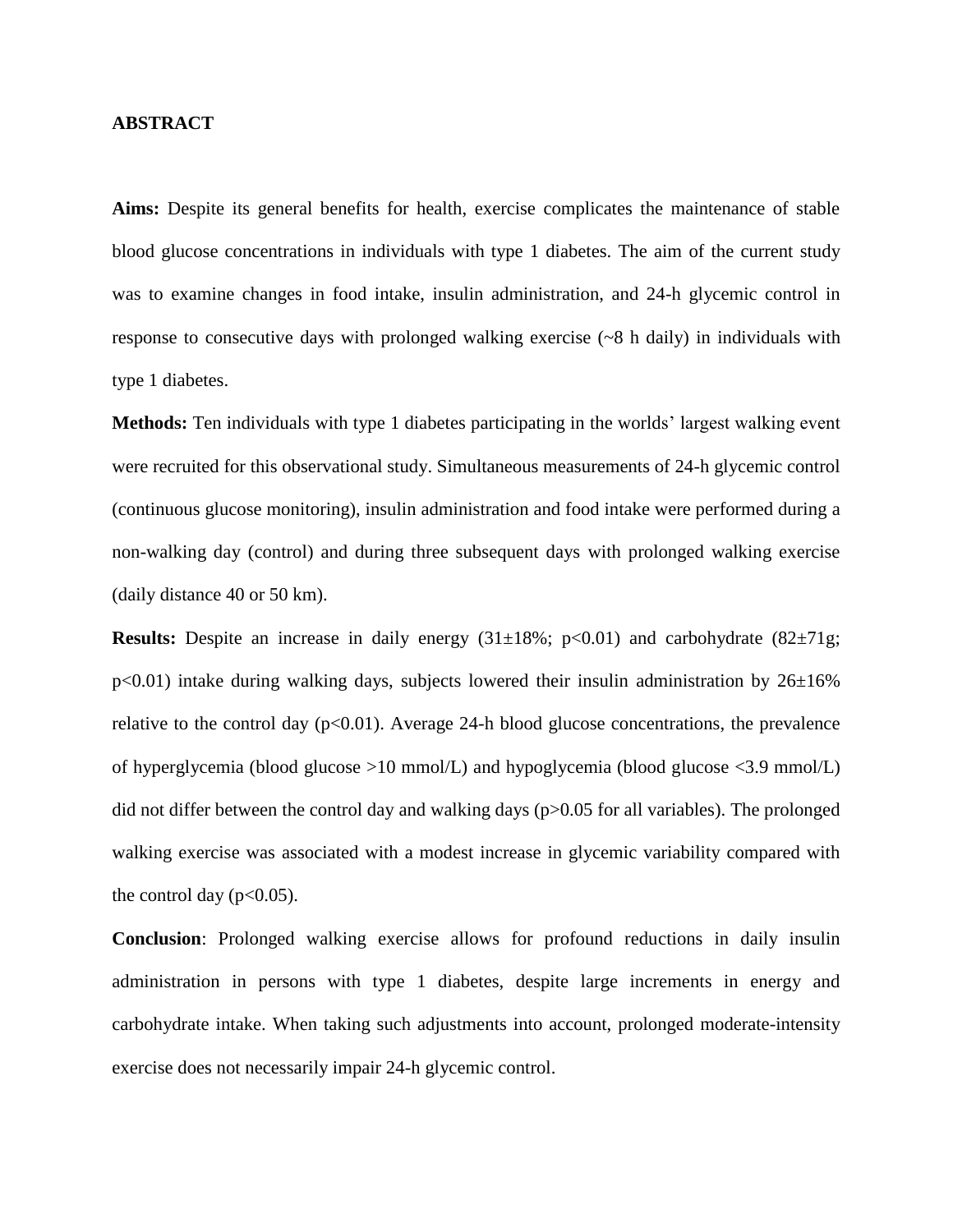## ABSTRACT

**Aims:** Despite its general benefits for health, exercise complicates the maintenance of stable blood glucose concentrations in individuals with type 1 diabetes. The aim of the current study was to examine changes in food intake, insulin administration, and 24-h glycemic control in response to consecutive days with prolonged walking exercise (~8 h daily) in individuals with type 1 diabetes.

**Methods:** Ten individuals with type 1 diabetes participating in the worlds' largest walking event were recruited for this observational study. Simultaneous measurements of 24-h glycemic control (continuous glucose monitoring), insulin administration and food intake were performed during a non-walking day (control) and during three subsequent days with prolonged walking exercise (daily distance 40 or 50 km).

**Results:** Despite an increase in daily energy (31±18%; $p<0.01$) and carbohydrate (82±71g; $p<0.01$) intake during walking days, subjects lowered their insulin administration by 26±16% relative to the control day ($p<0.01$). Average 24-h blood glucose concentrations, the prevalence of hyperglycemia (blood glucose >10 mmol/L) and hypoglycemia (blood glucose <3.9 mmol/L) did not differ between the control day and walking days ($p>0.05$ for all variables). The prolonged walking exercise was associated with a modest increase in glycemic variability compared with the control day ($p<0.05$).

**Conclusion**: Prolonged walking exercise allows for profound reductions in daily insulin administration in persons with type 1 diabetes, despite large increments in energy and carbohydrate intake. When taking such adjustments into account, prolonged moderate-intensity exercise does not necessarily impair 24-h glycemic control.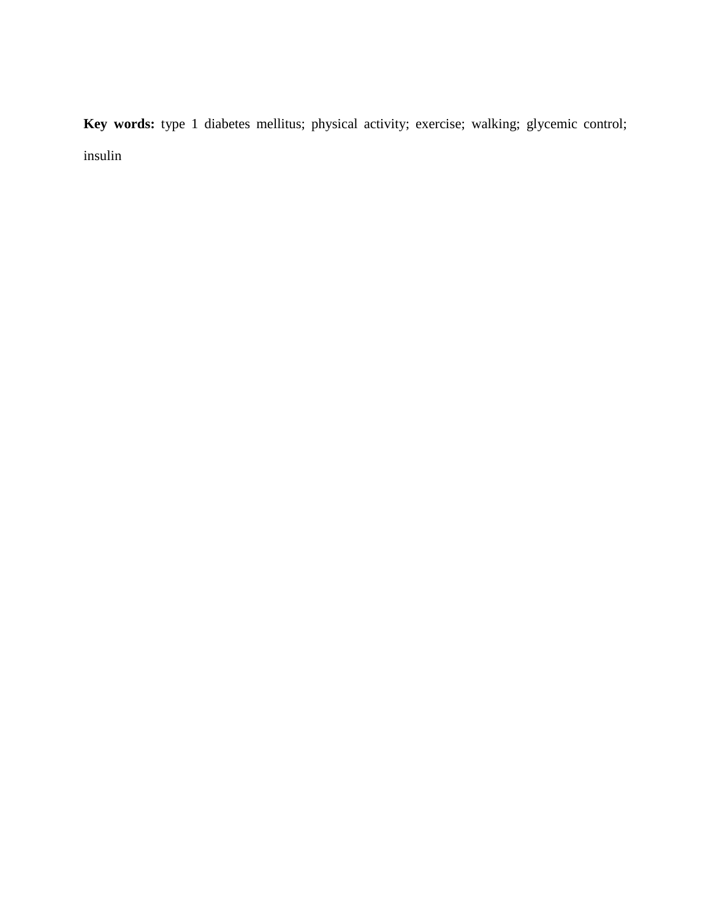**Key words:** type 1 diabetes mellitus; physical activity; exercise; walking; glycemic control; insulin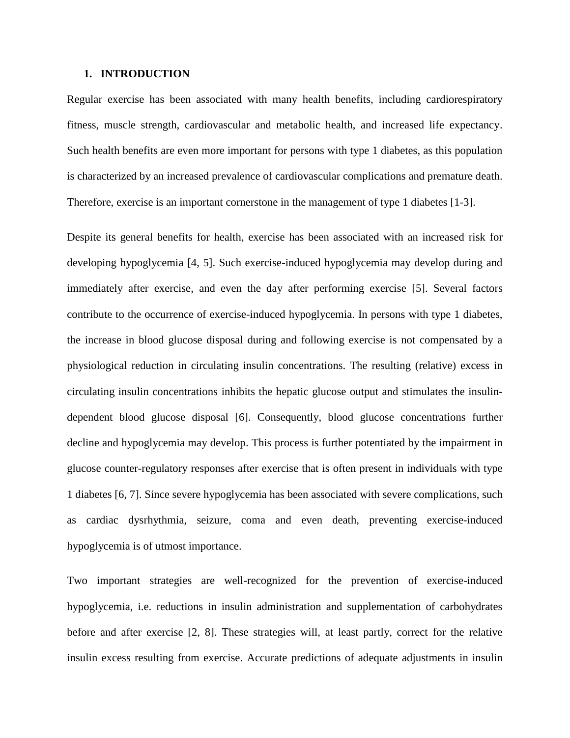## 1. INTRODUCTION

Regular exercise has been associated with many health benefits, including cardiorespiratory fitness, muscle strength, cardiovascular and metabolic health, and increased life expectancy. Such health benefits are even more important for persons with type 1 diabetes, as this population is characterized by an increased prevalence of cardiovascular complications and premature death. Therefore, exercise is an important cornerstone in the management of type 1 diabetes [1-3].

Despite its general benefits for health, exercise has been associated with an increased risk for developing hypoglycemia [4, 5]. Such exercise-induced hypoglycemia may develop during and immediately after exercise, and even the day after performing exercise [5]. Several factors contribute to the occurrence of exercise-induced hypoglycemia. In persons with type 1 diabetes, the increase in blood glucose disposal during and following exercise is not compensated by a physiological reduction in circulating insulin concentrations. The resulting (relative) excess in circulating insulin concentrations inhibits the hepatic glucose output and stimulates the insulin-dependent blood glucose disposal [6]. Consequently, blood glucose concentrations further decline and hypoglycemia may develop. This process is further potentiated by the impairment in glucose counter-regulatory responses after exercise that is often present in individuals with type 1 diabetes [6, 7]. Since severe hypoglycemia has been associated with severe complications, such as cardiac dysrhythmia, seizure, coma and even death, preventing exercise-induced hypoglycemia is of utmost importance.

Two important strategies are well-recognized for the prevention of exercise-induced hypoglycemia, i.e. reductions in insulin administration and supplementation of carbohydrates before and after exercise [2, 8]. These strategies will, at least partly, correct for the relative insulin excess resulting from exercise. Accurate predictions of adequate adjustments in insulin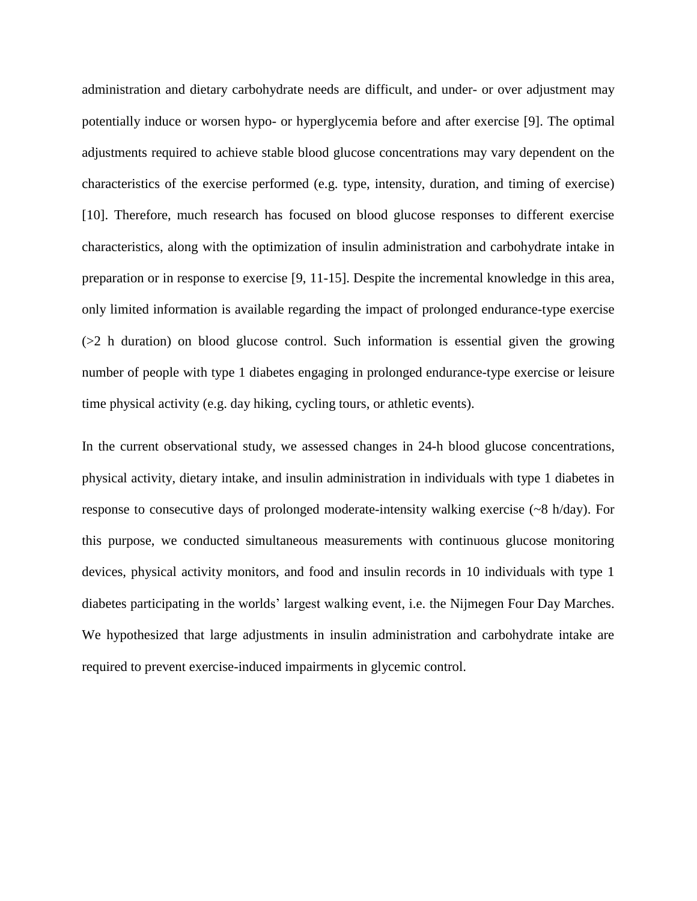administration and dietary carbohydrate needs are difficult, and under- or over adjustment may potentially induce or worsen hypo- or hyperglycemia before and after exercise [9]. The optimal adjustments required to achieve stable blood glucose concentrations may vary dependent on the characteristics of the exercise performed (e.g. type, intensity, duration, and timing of exercise) [10]. Therefore, much research has focused on blood glucose responses to different exercise characteristics, along with the optimization of insulin administration and carbohydrate intake in preparation or in response to exercise [9, 11-15]. Despite the incremental knowledge in this area, only limited information is available regarding the impact of prolonged endurance-type exercise (>2 h duration) on blood glucose control. Such information is essential given the growing number of people with type 1 diabetes engaging in prolonged endurance-type exercise or leisure time physical activity (e.g. day hiking, cycling tours, or athletic events).

In the current observational study, we assessed changes in 24-h blood glucose concentrations, physical activity, dietary intake, and insulin administration in individuals with type 1 diabetes in response to consecutive days of prolonged moderate-intensity walking exercise (~8 h/day). For this purpose, we conducted simultaneous measurements with continuous glucose monitoring devices, physical activity monitors, and food and insulin records in 10 individuals with type 1 diabetes participating in the worlds' largest walking event, i.e. the Nijmegen Four Day Marches. We hypothesized that large adjustments in insulin administration and carbohydrate intake are required to prevent exercise-induced impairments in glycemic control.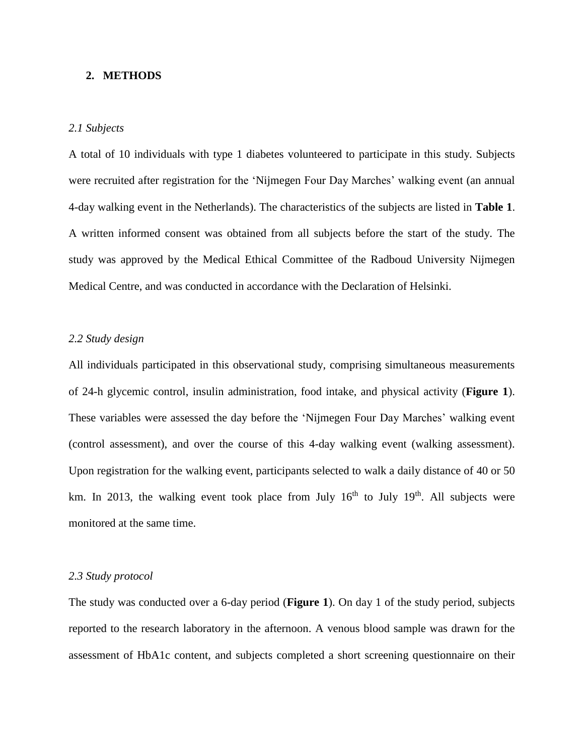## 2. METHODS

### *2.1 Subjects*

A total of 10 individuals with type 1 diabetes volunteered to participate in this study. Subjects were recruited after registration for the 'Nijmegen Four Day Marches' walking event (an annual 4-day walking event in the Netherlands). The characteristics of the subjects are listed in **Table 1**. A written informed consent was obtained from all subjects before the start of the study. The study was approved by the Medical Ethical Committee of the Radboud University Nijmegen Medical Centre, and was conducted in accordance with the Declaration of Helsinki.

### *2.2 Study design*

All individuals participated in this observational study, comprising simultaneous measurements of 24-h glycemic control, insulin administration, food intake, and physical activity (**Figure 1**). These variables were assessed the day before the 'Nijmegen Four Day Marches' walking event (control assessment), and over the course of this 4-day walking event (walking assessment). Upon registration for the walking event, participants selected to walk a daily distance of 40 or 50 km. In 2013, the walking event took place from July 16$^{th}$ to July 19$^{th}$. All subjects were monitored at the same time.

### *2.3 Study protocol*

The study was conducted over a 6-day period (**Figure 1**). On day 1 of the study period, subjects reported to the research laboratory in the afternoon. A venous blood sample was drawn for the assessment of HbA1c content, and subjects completed a short screening questionnaire on their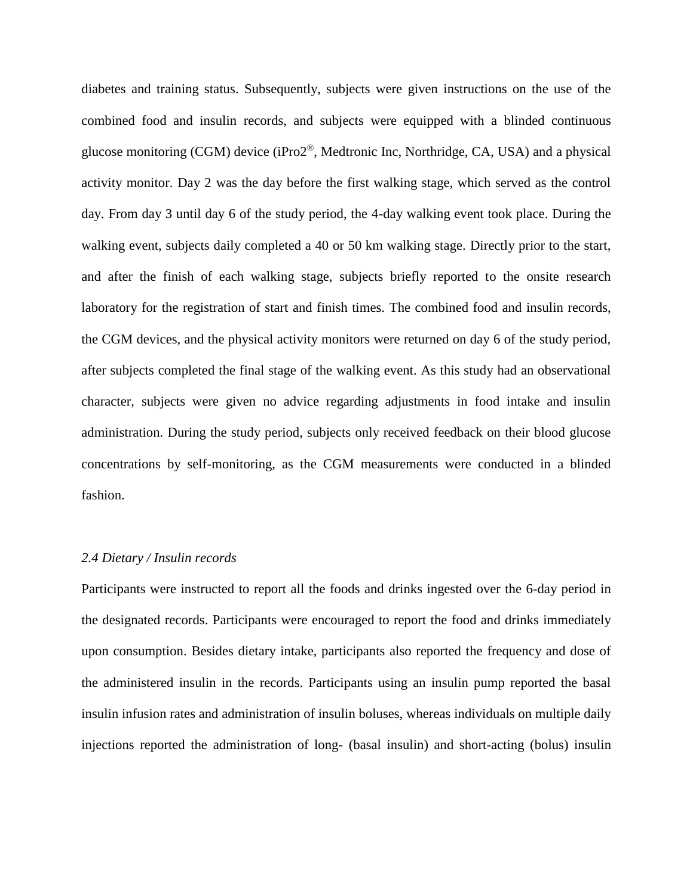diabetes and training status. Subsequently, subjects were given instructions on the use of the combined food and insulin records, and subjects were equipped with a blinded continuous glucose monitoring (CGM) device (iPro2®, Medtronic Inc, Northridge, CA, USA) and a physical activity monitor. Day 2 was the day before the first walking stage, which served as the control day. From day 3 until day 6 of the study period, the 4-day walking event took place. During the walking event, subjects daily completed a 40 or 50 km walking stage. Directly prior to the start, and after the finish of each walking stage, subjects briefly reported to the onsite research laboratory for the registration of start and finish times. The combined food and insulin records, the CGM devices, and the physical activity monitors were returned on day 6 of the study period, after subjects completed the final stage of the walking event. As this study had an observational character, subjects were given no advice regarding adjustments in food intake and insulin administration. During the study period, subjects only received feedback on their blood glucose concentrations by self-monitoring, as the CGM measurements were conducted in a blinded fashion.

### *2.4 Dietary / Insulin records*

Participants were instructed to report all the foods and drinks ingested over the 6-day period in the designated records. Participants were encouraged to report the food and drinks immediately upon consumption. Besides dietary intake, participants also reported the frequency and dose of the administered insulin in the records. Participants using an insulin pump reported the basal insulin infusion rates and administration of insulin boluses, whereas individuals on multiple daily injections reported the administration of long- (basal insulin) and short-acting (bolus) insulin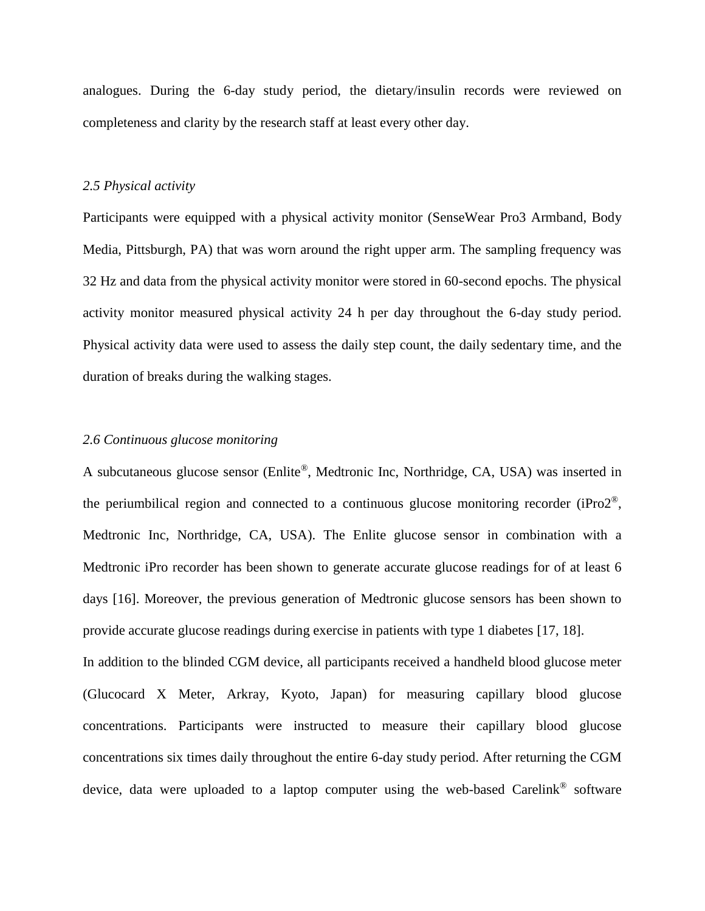analogues. During the 6-day study period, the dietary/insulin records were reviewed on completeness and clarity by the research staff at least every other day.

*2.5 Physical activity*

Participants were equipped with a physical activity monitor (SenseWear Pro3 Armband, Body Media, Pittsburgh, PA) that was worn around the right upper arm. The sampling frequency was 32 Hz and data from the physical activity monitor were stored in 60-second epochs. The physical activity monitor measured physical activity 24 h per day throughout the 6-day study period. Physical activity data were used to assess the daily step count, the daily sedentary time, and the duration of breaks during the walking stages.

*2.6 Continuous glucose monitoring*

A subcutaneous glucose sensor (Enlite®, Medtronic Inc, Northridge, CA, USA) was inserted in the periumbilical region and connected to a continuous glucose monitoring recorder (iPro2®, Medtronic Inc, Northridge, CA, USA). The Enlite glucose sensor in combination with a Medtronic iPro recorder has been shown to generate accurate glucose readings for of at least 6 days [16]. Moreover, the previous generation of Medtronic glucose sensors has been shown to provide accurate glucose readings during exercise in patients with type 1 diabetes [17, 18].

In addition to the blinded CGM device, all participants received a handheld blood glucose meter (Glucocard X Meter, Arkray, Kyoto, Japan) for measuring capillary blood glucose concentrations. Participants were instructed to measure their capillary blood glucose concentrations six times daily throughout the entire 6-day study period. After returning the CGM device, data were uploaded to a laptop computer using the web-based Carelink® software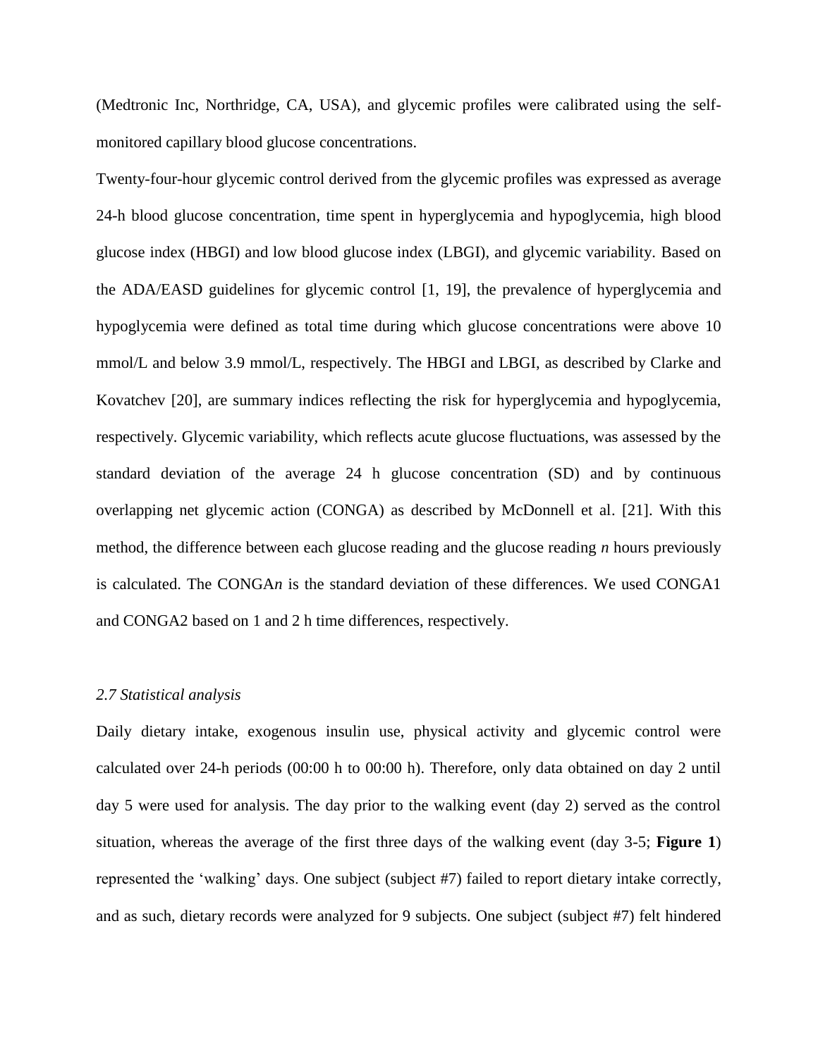(Medtronic Inc, Northridge, CA, USA), and glycemic profiles were calibrated using the self-monitored capillary blood glucose concentrations.

Twenty-four-hour glycemic control derived from the glycemic profiles was expressed as average 24-h blood glucose concentration, time spent in hyperglycemia and hypoglycemia, high blood glucose index (HBGI) and low blood glucose index (LBGI), and glycemic variability. Based on the ADA/EASD guidelines for glycemic control [1, 19], the prevalence of hyperglycemia and hypoglycemia were defined as total time during which glucose concentrations were above 10 mmol/L and below 3.9 mmol/L, respectively. The HBGI and LBGI, as described by Clarke and Kovatchev [20], are summary indices reflecting the risk for hyperglycemia and hypoglycemia, respectively. Glycemic variability, which reflects acute glucose fluctuations, was assessed by the standard deviation of the average 24 h glucose concentration (SD) and by continuous overlapping net glycemic action (CONGA) as described by McDonnell et al. [21]. With this method, the difference between each glucose reading and the glucose reading $n$ hours previously is calculated. The CONGA$n$ is the standard deviation of these differences. We used CONGA1 and CONGA2 based on 1 and 2 h time differences, respectively.

### *2.7 Statistical analysis*

Daily dietary intake, exogenous insulin use, physical activity and glycemic control were calculated over 24-h periods (00:00 h to 00:00 h). Therefore, only data obtained on day 2 until day 5 were used for analysis. The day prior to the walking event (day 2) served as the control situation, whereas the average of the first three days of the walking event (day 3-5; **Figure 1**) represented the 'walking' days. One subject (subject #7) failed to report dietary intake correctly, and as such, dietary records were analyzed for 9 subjects. One subject (subject #7) felt hindered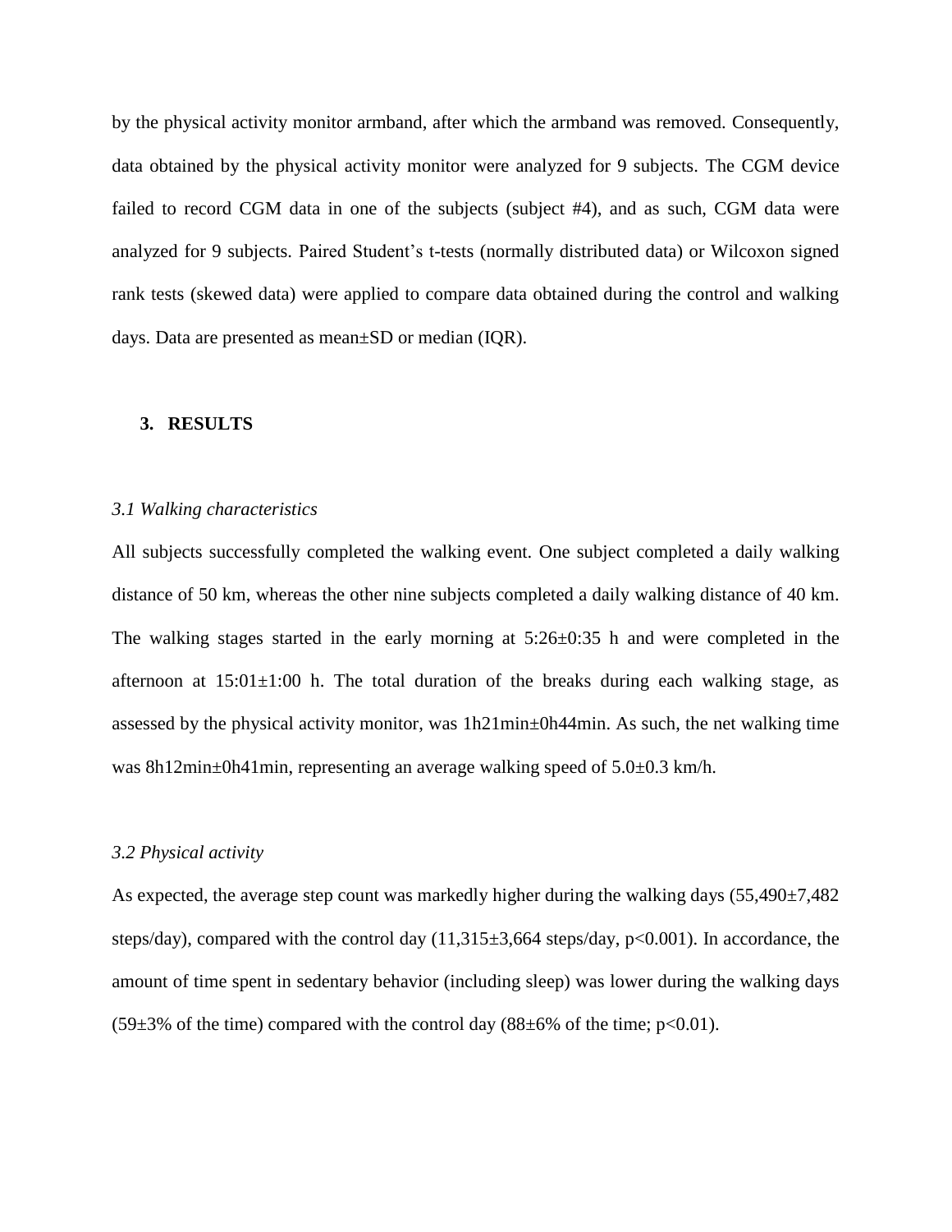by the physical activity monitor armband, after which the armband was removed. Consequently, data obtained by the physical activity monitor were analyzed for 9 subjects. The CGM device failed to record CGM data in one of the subjects (subject #4), and as such, CGM data were analyzed for 9 subjects. Paired Student's t-tests (normally distributed data) or Wilcoxon signed rank tests (skewed data) were applied to compare data obtained during the control and walking days. Data are presented as mean±SD or median (IQR).

## 3. RESULTS

### *3.1 Walking characteristics*

All subjects successfully completed the walking event. One subject completed a daily walking distance of 50 km, whereas the other nine subjects completed a daily walking distance of 40 km. The walking stages started in the early morning at 5:26±0:35 h and were completed in the afternoon at 15:01±1:00 h. The total duration of the breaks during each walking stage, as assessed by the physical activity monitor, was 1h21min±0h44min. As such, the net walking time was 8h12min±0h41min, representing an average walking speed of 5.0±0.3 km/h.

### *3.2 Physical activity*

As expected, the average step count was markedly higher during the walking days (55,490±7,482 steps/day), compared with the control day (11,315±3,664 steps/day, $p<0.001$). In accordance, the amount of time spent in sedentary behavior (including sleep) was lower during the walking days (59±3% of the time) compared with the control day (88±6% of the time; $p<0.01$).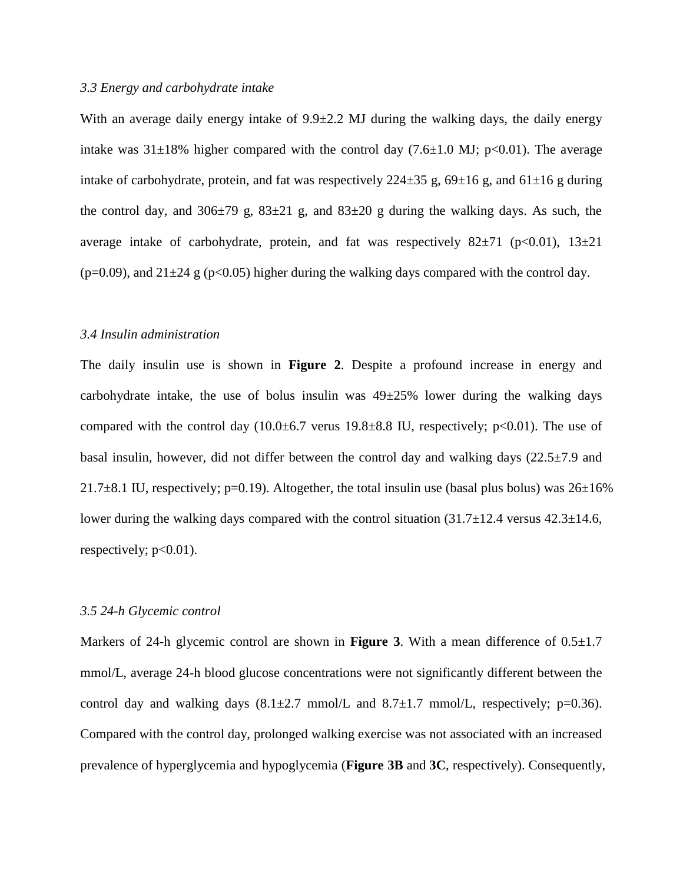### *3.3 Energy and carbohydrate intake*

With an average daily energy intake of 9.9±2.2 MJ during the walking days, the daily energy intake was 31±18% higher compared with the control day (7.6±1.0 MJ; $p<0.01$). The average intake of carbohydrate, protein, and fat was respectively 224±35 g, 69±16 g, and 61±16 g during the control day, and 306±79 g, 83±21 g, and 83±20 g during the walking days. As such, the average intake of carbohydrate, protein, and fat was respectively 82±71 ($p<0.01$), 13±21 ($p=0.09$), and 21±24 g ($p<0.05$) higher during the walking days compared with the control day.

### *3.4 Insulin administration*

The daily insulin use is shown in **Figure 2**. Despite a profound increase in energy and carbohydrate intake, the use of bolus insulin was 49±25% lower during the walking days compared with the control day (10.0±6.7 verus 19.8±8.8 IU, respectively; $p<0.01$). The use of basal insulin, however, did not differ between the control day and walking days (22.5±7.9 and 21.7±8.1 IU, respectively; $p=0.19$). Altogether, the total insulin use (basal plus bolus) was 26±16% lower during the walking days compared with the control situation (31.7±12.4 versus 42.3±14.6, respectively; $p<0.01$).

### *3.5 24-h Glycemic control*

Markers of 24-h glycemic control are shown in **Figure 3**. With a mean difference of 0.5±1.7 mmol/L, average 24-h blood glucose concentrations were not significantly different between the control day and walking days (8.1±2.7 mmol/L and 8.7±1.7 mmol/L, respectively; $p=0.36$). Compared with the control day, prolonged walking exercise was not associated with an increased prevalence of hyperglycemia and hypoglycemia (**Figure 3B** and **3C**, respectively). Consequently,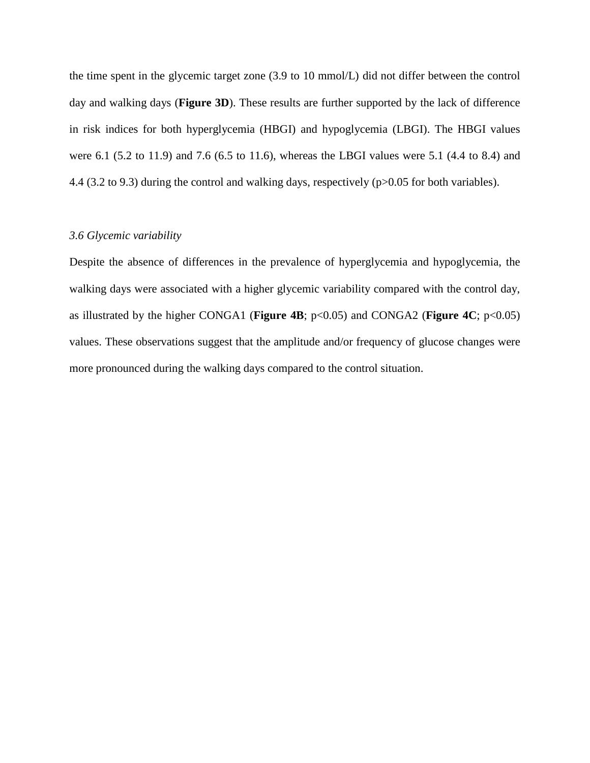the time spent in the glycemic target zone (3.9 to 10 mmol/L) did not differ between the control day and walking days (**Figure 3D**). These results are further supported by the lack of difference in risk indices for both hyperglycemia (HBGI) and hypoglycemia (LBGI). The HBGI values were 6.1 (5.2 to 11.9) and 7.6 (6.5 to 11.6), whereas the LBGI values were 5.1 (4.4 to 8.4) and 4.4 (3.2 to 9.3) during the control and walking days, respectively ($p>0.05$ for both variables).

### *3.6 Glycemic variability*

Despite the absence of differences in the prevalence of hyperglycemia and hypoglycemia, the walking days were associated with a higher glycemic variability compared with the control day, as illustrated by the higher CONGA1 (**Figure 4B**; $p<0.05$) and CONGA2 (**Figure 4C**; $p<0.05$) values. These observations suggest that the amplitude and/or frequency of glucose changes were more pronounced during the walking days compared to the control situation.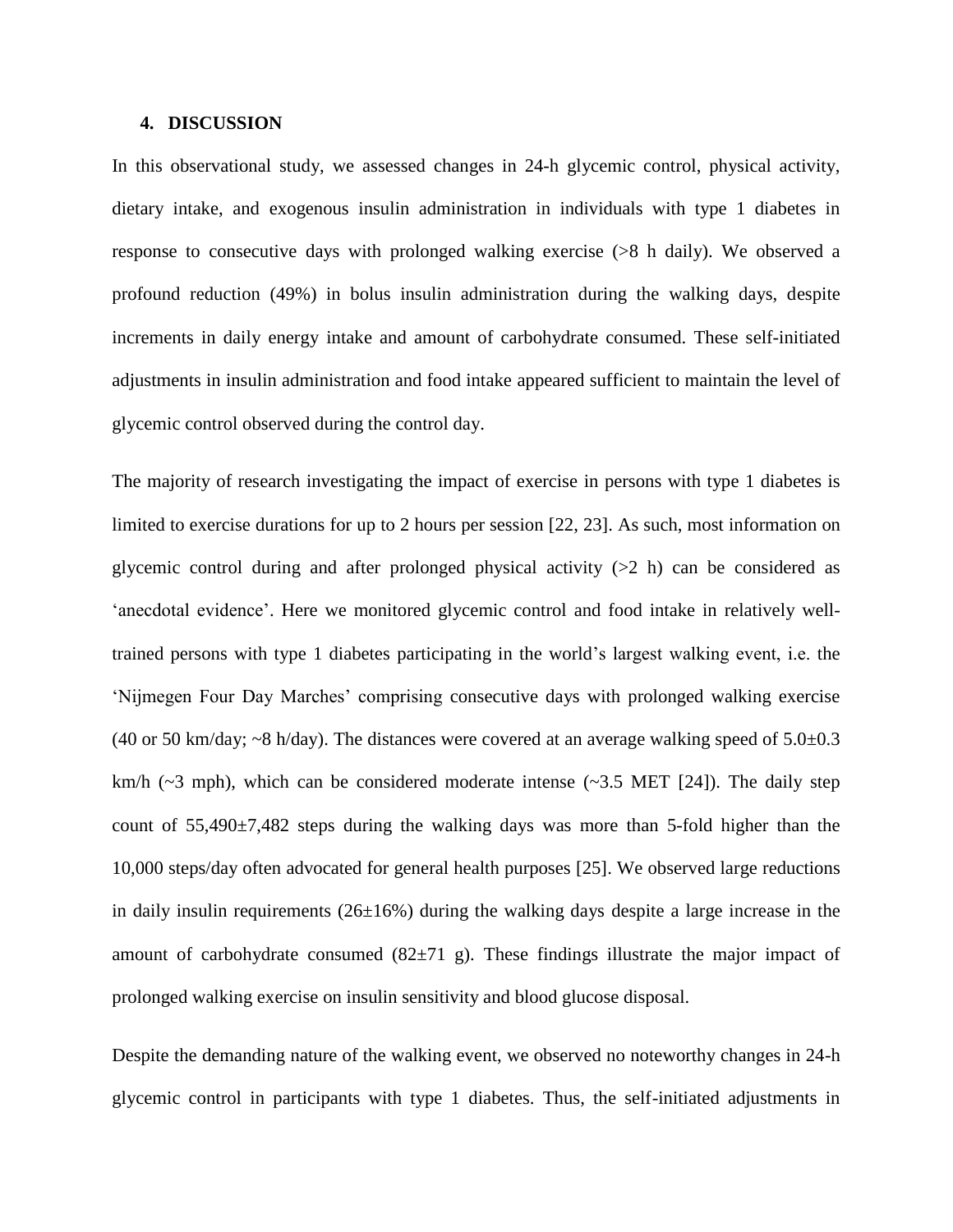## 4. DISCUSSION

In this observational study, we assessed changes in 24-h glycemic control, physical activity, dietary intake, and exogenous insulin administration in individuals with type 1 diabetes in response to consecutive days with prolonged walking exercise (>8 h daily). We observed a profound reduction (49%) in bolus insulin administration during the walking days, despite increments in daily energy intake and amount of carbohydrate consumed. These self-initiated adjustments in insulin administration and food intake appeared sufficient to maintain the level of glycemic control observed during the control day.

The majority of research investigating the impact of exercise in persons with type 1 diabetes is limited to exercise durations for up to 2 hours per session [22, 23]. As such, most information on glycemic control during and after prolonged physical activity (>2 h) can be considered as 'anecdotal evidence'. Here we monitored glycemic control and food intake in relatively well-trained persons with type 1 diabetes participating in the world's largest walking event, i.e. the 'Nijmegen Four Day Marches' comprising consecutive days with prolonged walking exercise (40 or 50 km/day; ~8 h/day). The distances were covered at an average walking speed of 5.0±0.3 km/h (~3 mph), which can be considered moderate intense (~3.5 MET [24]). The daily step count of 55,490±7,482 steps during the walking days was more than 5-fold higher than the 10,000 steps/day often advocated for general health purposes [25]. We observed large reductions in daily insulin requirements (26±16%) during the walking days despite a large increase in the amount of carbohydrate consumed (82±71 g). These findings illustrate the major impact of prolonged walking exercise on insulin sensitivity and blood glucose disposal.

Despite the demanding nature of the walking event, we observed no noteworthy changes in 24-h glycemic control in participants with type 1 diabetes. Thus, the self-initiated adjustments in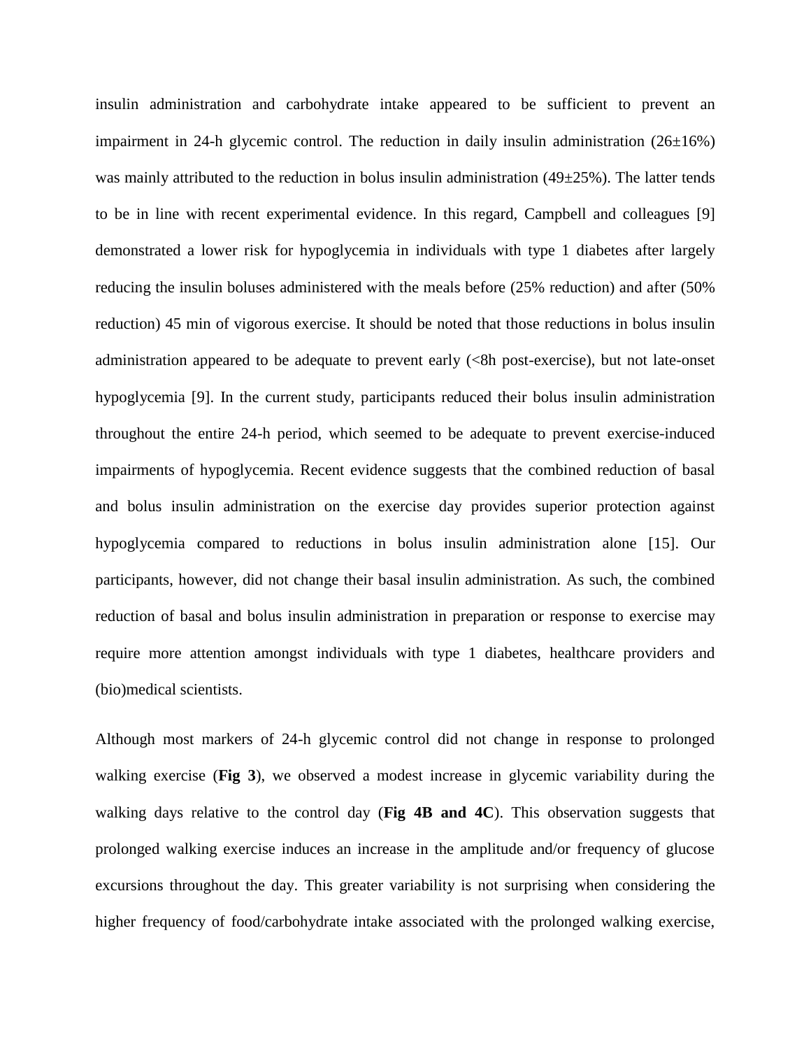insulin administration and carbohydrate intake appeared to be sufficient to prevent an impairment in 24-h glycemic control. The reduction in daily insulin administration (26±16%) was mainly attributed to the reduction in bolus insulin administration (49±25%). The latter tends to be in line with recent experimental evidence. In this regard, Campbell and colleagues [9] demonstrated a lower risk for hypoglycemia in individuals with type 1 diabetes after largely reducing the insulin boluses administered with the meals before (25% reduction) and after (50% reduction) 45 min of vigorous exercise. It should be noted that those reductions in bolus insulin administration appeared to be adequate to prevent early (<8h post-exercise), but not late-onset hypoglycemia [9]. In the current study, participants reduced their bolus insulin administration throughout the entire 24-h period, which seemed to be adequate to prevent exercise-induced impairments of hypoglycemia. Recent evidence suggests that the combined reduction of basal and bolus insulin administration on the exercise day provides superior protection against hypoglycemia compared to reductions in bolus insulin administration alone [15]. Our participants, however, did not change their basal insulin administration. As such, the combined reduction of basal and bolus insulin administration in preparation or response to exercise may require more attention amongst individuals with type 1 diabetes, healthcare providers and (bio)medical scientists.

Although most markers of 24-h glycemic control did not change in response to prolonged walking exercise (**Fig 3**), we observed a modest increase in glycemic variability during the walking days relative to the control day (**Fig 4B and 4C**). This observation suggests that prolonged walking exercise induces an increase in the amplitude and/or frequency of glucose excursions throughout the day. This greater variability is not surprising when considering the higher frequency of food/carbohydrate intake associated with the prolonged walking exercise,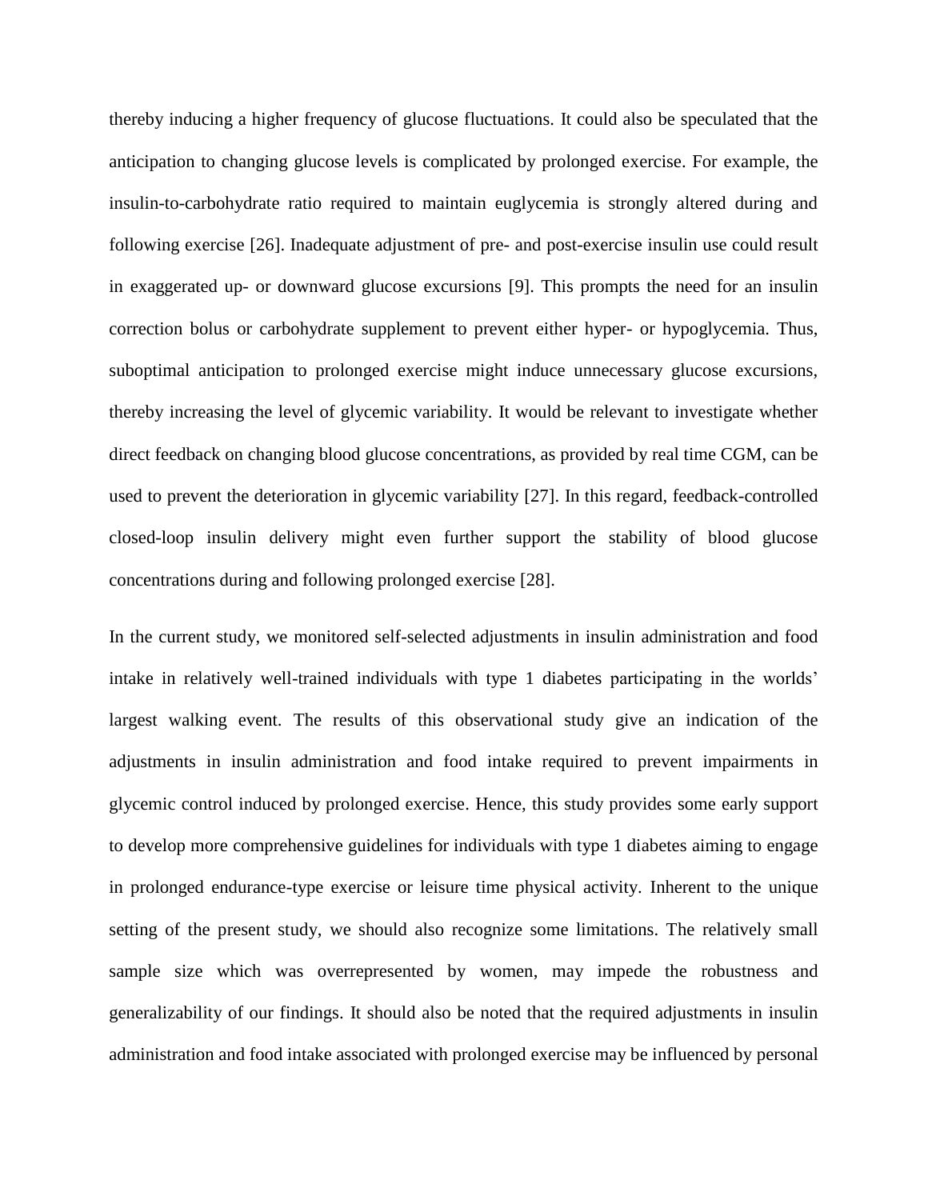thereby inducing a higher frequency of glucose fluctuations. It could also be speculated that the anticipation to changing glucose levels is complicated by prolonged exercise. For example, the insulin-to-carbohydrate ratio required to maintain euglycemia is strongly altered during and following exercise [26]. Inadequate adjustment of pre- and post-exercise insulin use could result in exaggerated up- or downward glucose excursions [9]. This prompts the need for an insulin correction bolus or carbohydrate supplement to prevent either hyper- or hypoglycemia. Thus, suboptimal anticipation to prolonged exercise might induce unnecessary glucose excursions, thereby increasing the level of glycemic variability. It would be relevant to investigate whether direct feedback on changing blood glucose concentrations, as provided by real time CGM, can be used to prevent the deterioration in glycemic variability [27]. In this regard, feedback-controlled closed-loop insulin delivery might even further support the stability of blood glucose concentrations during and following prolonged exercise [28].

In the current study, we monitored self-selected adjustments in insulin administration and food intake in relatively well-trained individuals with type 1 diabetes participating in the worlds' largest walking event. The results of this observational study give an indication of the adjustments in insulin administration and food intake required to prevent impairments in glycemic control induced by prolonged exercise. Hence, this study provides some early support to develop more comprehensive guidelines for individuals with type 1 diabetes aiming to engage in prolonged endurance-type exercise or leisure time physical activity. Inherent to the unique setting of the present study, we should also recognize some limitations. The relatively small sample size which was overrepresented by women, may impede the robustness and generalizability of our findings. It should also be noted that the required adjustments in insulin administration and food intake associated with prolonged exercise may be influenced by personal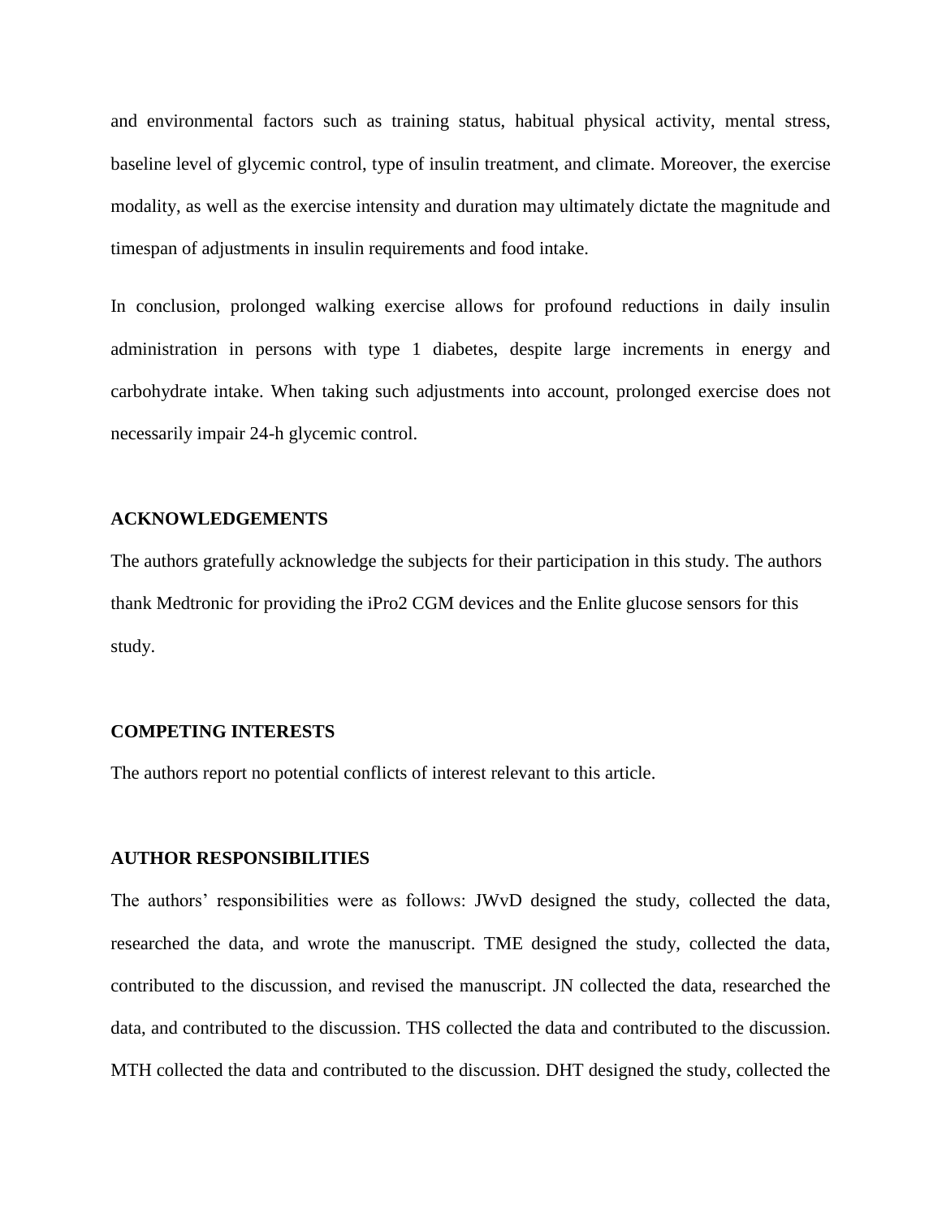and environmental factors such as training status, habitual physical activity, mental stress, baseline level of glycemic control, type of insulin treatment, and climate. Moreover, the exercise modality, as well as the exercise intensity and duration may ultimately dictate the magnitude and timespan of adjustments in insulin requirements and food intake.

In conclusion, prolonged walking exercise allows for profound reductions in daily insulin administration in persons with type 1 diabetes, despite large increments in energy and carbohydrate intake. When taking such adjustments into account, prolonged exercise does not necessarily impair 24-h glycemic control.

## ACKNOWLEDGEMENTS

The authors gratefully acknowledge the subjects for their participation in this study. The authors thank Medtronic for providing the iPro2 CGM devices and the Enlite glucose sensors for this study.

## COMPETING INTERESTS

The authors report no potential conflicts of interest relevant to this article.

## AUTHOR RESPONSIBILITIES

The authors' responsibilities were as follows: JWvD designed the study, collected the data, researched the data, and wrote the manuscript. TME designed the study, collected the data, contributed to the discussion, and revised the manuscript. JN collected the data, researched the data, and contributed to the discussion. THS collected the data and contributed to the discussion. MTH collected the data and contributed to the discussion. DHT designed the study, collected the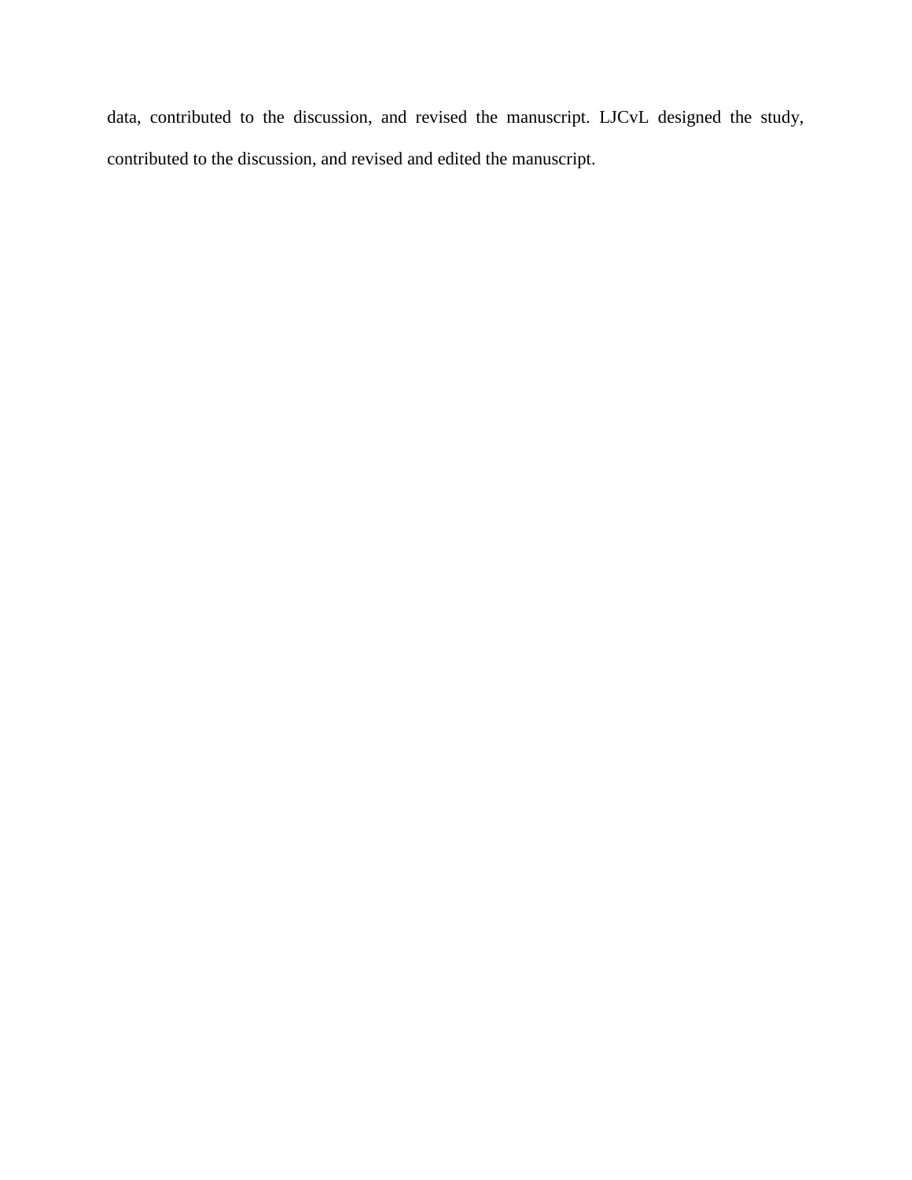data, contributed to the discussion, and revised the manuscript. LJCvL designed the study, contributed to the discussion, and revised and edited the manuscript.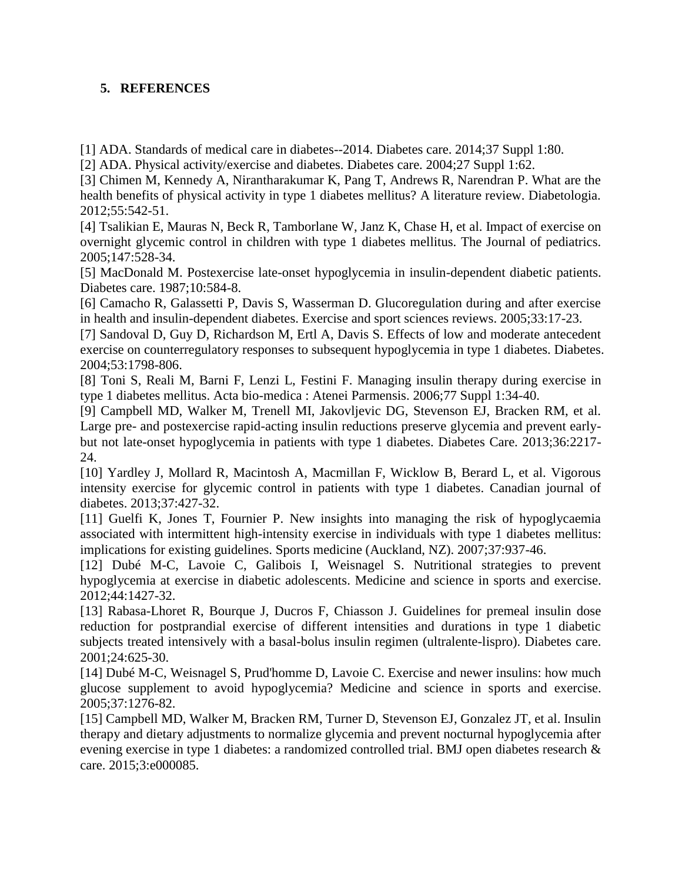## 5. REFERENCES

[1] ADA. Standards of medical care in diabetes--2014. Diabetes care. 2014;37 Suppl 1:80.

[2] ADA. Physical activity/exercise and diabetes. Diabetes care. 2004;27 Suppl 1:62.

[3] Chimen M, Kennedy A, Nirantharakumar K, Pang T, Andrews R, Narendran P. What are the health benefits of physical activity in type 1 diabetes mellitus? A literature review. Diabetologia. 2012;55:542-51.

[4] Tsalikian E, Mauras N, Beck R, Tamborlane W, Janz K, Chase H, et al. Impact of exercise on overnight glycemic control in children with type 1 diabetes mellitus. The Journal of pediatrics. 2005;147:528-34.

[5] MacDonald M. Postexercise late-onset hypoglycemia in insulin-dependent diabetic patients. Diabetes care. 1987;10:584-8.

[6] Camacho R, Galassetti P, Davis S, Wasserman D. Glucoregulation during and after exercise in health and insulin-dependent diabetes. Exercise and sport sciences reviews. 2005;33:17-23.

[7] Sandoval D, Guy D, Richardson M, Ertl A, Davis S. Effects of low and moderate antecedent exercise on counterregulatory responses to subsequent hypoglycemia in type 1 diabetes. Diabetes. 2004;53:1798-806.

[8] Toni S, Reali M, Barni F, Lenzi L, Festini F. Managing insulin therapy during exercise in type 1 diabetes mellitus. Acta bio-medica : Atenei Parmensis. 2006;77 Suppl 1:34-40.

[9] Campbell MD, Walker M, Trenell MI, Jakovljevic DG, Stevenson EJ, Bracken RM, et al. Large pre- and postexercise rapid-acting insulin reductions preserve glycemia and prevent early- but not late-onset hypoglycemia in patients with type 1 diabetes. Diabetes Care. 2013;36:2217-24.

[10] Yardley J, Mollard R, Macintosh A, Macmillan F, Wicklow B, Berard L, et al. Vigorous intensity exercise for glycemic control in patients with type 1 diabetes. Canadian journal of diabetes. 2013;37:427-32.

[11] Guelfi K, Jones T, Fournier P. New insights into managing the risk of hypoglycaemia associated with intermittent high-intensity exercise in individuals with type 1 diabetes mellitus: implications for existing guidelines. Sports medicine (Auckland, NZ). 2007;37:937-46.

[12] Dubé M-C, Lavoie C, Galibois I, Weisnagel S. Nutritional strategies to prevent hypoglycemia at exercise in diabetic adolescents. Medicine and science in sports and exercise. 2012;44:1427-32.

[13] Rabasa-Lhoret R, Bourque J, Ducros F, Chiasson J. Guidelines for premeal insulin dose reduction for postprandial exercise of different intensities and durations in type 1 diabetic subjects treated intensively with a basal-bolus insulin regimen (ultralente-lispro). Diabetes care. 2001;24:625-30.

[14] Dubé M-C, Weisnagel S, Prud'homme D, Lavoie C. Exercise and newer insulins: how much glucose supplement to avoid hypoglycemia? Medicine and science in sports and exercise. 2005;37:1276-82.

[15] Campbell MD, Walker M, Bracken RM, Turner D, Stevenson EJ, Gonzalez JT, et al. Insulin therapy and dietary adjustments to normalize glycemia and prevent nocturnal hypoglycemia after evening exercise in type 1 diabetes: a randomized controlled trial. BMJ open diabetes research & care. 2015;3:e000085.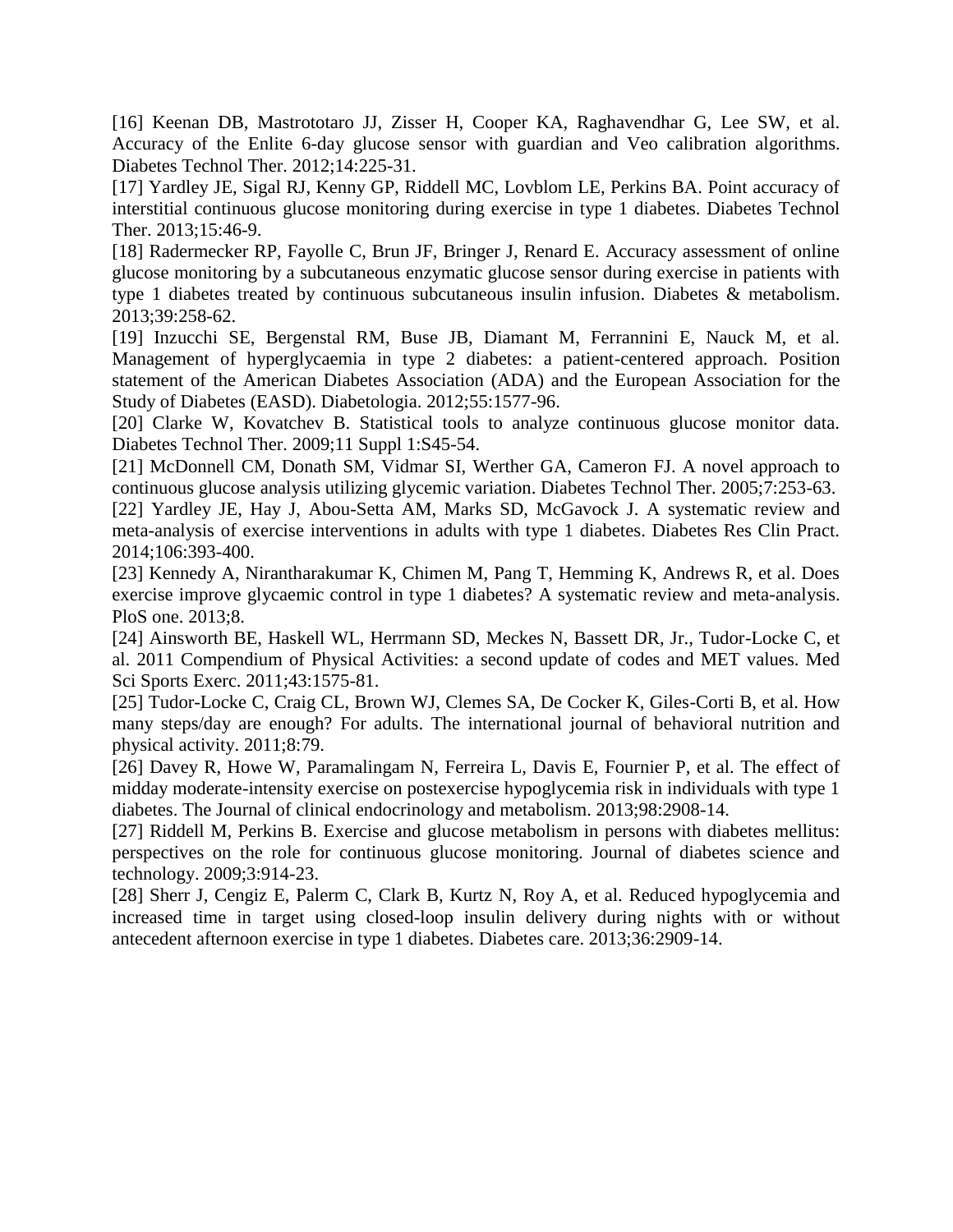[16] Keenan DB, Mastrototaro JJ, Zisser H, Cooper KA, Raghavendhar G, Lee SW, et al. Accuracy of the Enlite 6-day glucose sensor with guardian and Veo calibration algorithms. Diabetes Technol Ther. 2012;14:225-31.

[17] Yardley JE, Sigal RJ, Kenny GP, Riddell MC, Lovblom LE, Perkins BA. Point accuracy of interstitial continuous glucose monitoring during exercise in type 1 diabetes. Diabetes Technol Ther. 2013;15:46-9.

[18] Radermecker RP, Fayolle C, Brun JF, Bringer J, Renard E. Accuracy assessment of online glucose monitoring by a subcutaneous enzymatic glucose sensor during exercise in patients with type 1 diabetes treated by continuous subcutaneous insulin infusion. Diabetes & metabolism. 2013;39:258-62.

[19] Inzucchi SE, Bergenstal RM, Buse JB, Diamant M, Ferrannini E, Nauck M, et al. Management of hyperglycaemia in type 2 diabetes: a patient-centered approach. Position statement of the American Diabetes Association (ADA) and the European Association for the Study of Diabetes (EASD). Diabetologia. 2012;55:1577-96.

[20] Clarke W, Kovatchev B. Statistical tools to analyze continuous glucose monitor data. Diabetes Technol Ther. 2009;11 Suppl 1:S45-54.

[21] McDonnell CM, Donath SM, Vidmar SI, Werther GA, Cameron FJ. A novel approach to continuous glucose analysis utilizing glycemic variation. Diabetes Technol Ther. 2005;7:253-63.

[22] Yardley JE, Hay J, Abou-Setta AM, Marks SD, McGavock J. A systematic review and meta-analysis of exercise interventions in adults with type 1 diabetes. Diabetes Res Clin Pract. 2014;106:393-400.

[23] Kennedy A, Nirantharakumar K, Chimen M, Pang T, Hemming K, Andrews R, et al. Does exercise improve glycaemic control in type 1 diabetes? A systematic review and meta-analysis. PloS one. 2013;8.

[24] Ainsworth BE, Haskell WL, Herrmann SD, Meckes N, Bassett DR, Jr., Tudor-Locke C, et al. 2011 Compendium of Physical Activities: a second update of codes and MET values. Med Sci Sports Exerc. 2011;43:1575-81.

[25] Tudor-Locke C, Craig CL, Brown WJ, Clemes SA, De Cocker K, Giles-Corti B, et al. How many steps/day are enough? For adults. The international journal of behavioral nutrition and physical activity. 2011;8:79.

[26] Davey R, Howe W, Paramalingam N, Ferreira L, Davis E, Fournier P, et al. The effect of midday moderate-intensity exercise on postexercise hypoglycemia risk in individuals with type 1 diabetes. The Journal of clinical endocrinology and metabolism. 2013;98:2908-14.

[27] Riddell M, Perkins B. Exercise and glucose metabolism in persons with diabetes mellitus: perspectives on the role for continuous glucose monitoring. Journal of diabetes science and technology. 2009;3:914-23.

[28] Sherr J, Cengiz E, Palerm C, Clark B, Kurtz N, Roy A, et al. Reduced hypoglycemia and increased time in target using closed-loop insulin delivery during nights with or without antecedent afternoon exercise in type 1 diabetes. Diabetes care. 2013;36:2909-14.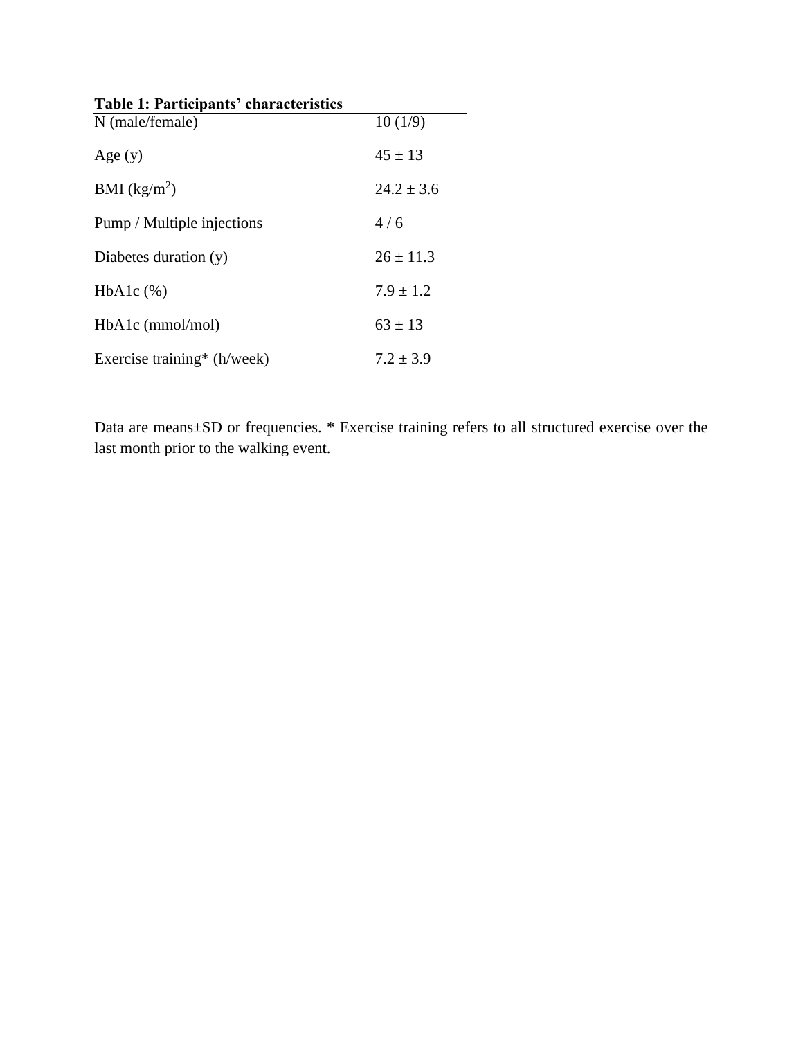**Table 1: Participants' characteristics**

| | |
|---|---|
| N (male/female) | 10 (1/9) |
| Age (y) | 45 ± 13 |
| BMI (kg/m$^2$) | 24.2 ± 3.6 |
| Pump / Multiple injections | 4 / 6 |
| Diabetes duration (y) | 26 ± 11.3 |
| HbA1c (%) | 7.9 ± 1.2 |
| HbA1c (mmol/mol) | 63 ± 13 |
| Exercise training* (h/week) | 7.2 ± 3.9 |

Data are means±SD or frequencies. * Exercise training refers to all structured exercise over the last month prior to the walking event.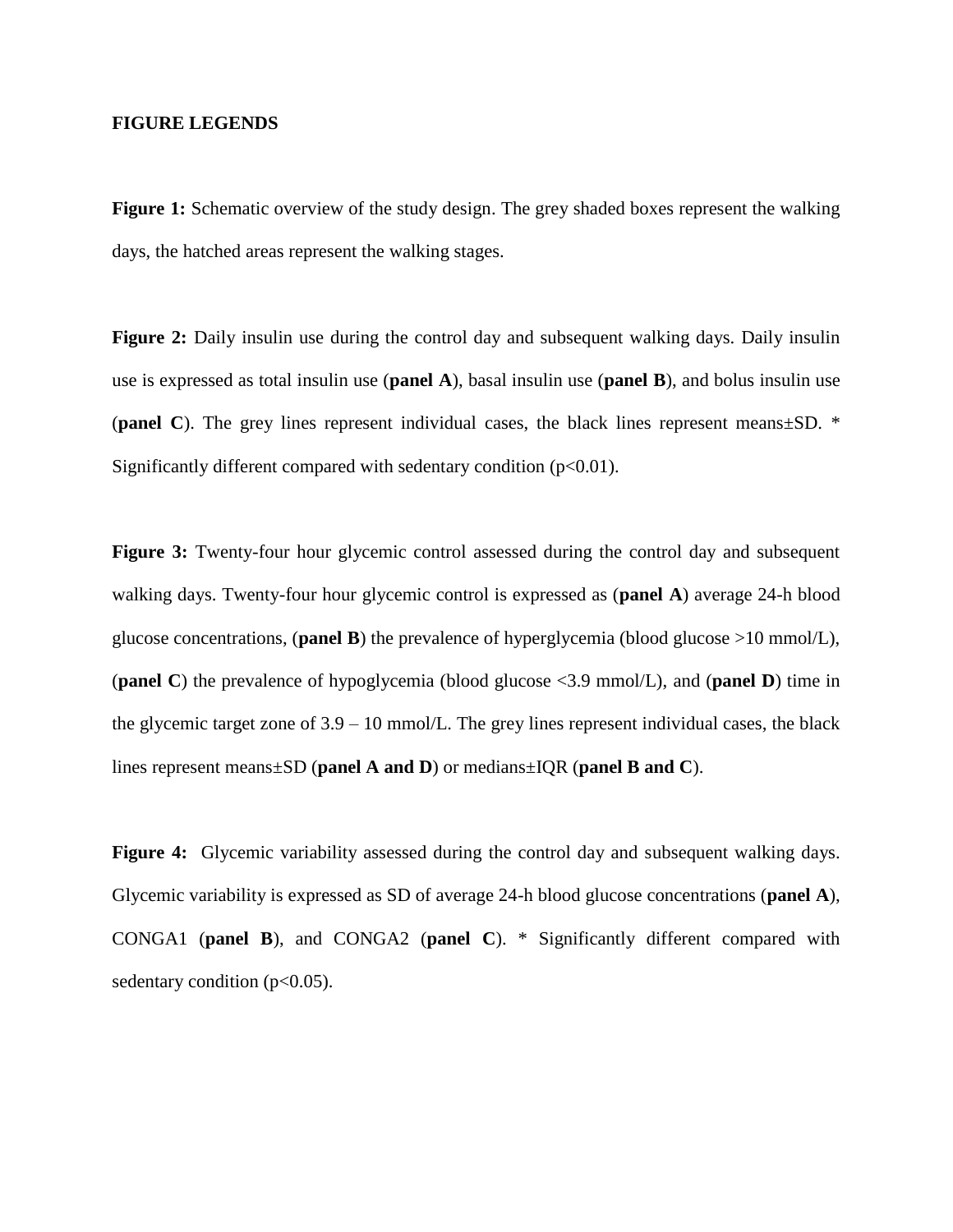**FIGURE LEGENDS**

**Figure 1:** Schematic overview of the study design. The grey shaded boxes represent the walking days, the hatched areas represent the walking stages.

**Figure 2:** Daily insulin use during the control day and subsequent walking days. Daily insulin use is expressed as total insulin use (**panel A**), basal insulin use (**panel B**), and bolus insulin use (**panel C**). The grey lines represent individual cases, the black lines represent means±SD. * Significantly different compared with sedentary condition ($p<0.01$).

**Figure 3:** Twenty-four hour glycemic control assessed during the control day and subsequent walking days. Twenty-four hour glycemic control is expressed as (**panel A**) average 24-h blood glucose concentrations, (**panel B**) the prevalence of hyperglycemia (blood glucose >10 mmol/L), (**panel C**) the prevalence of hypoglycemia (blood glucose <3.9 mmol/L), and (**panel D**) time in the glycemic target zone of 3.9 – 10 mmol/L. The grey lines represent individual cases, the black lines represent means±SD (**panel A and D**) or medians±IQR (**panel B and C**).

**Figure 4:** Glycemic variability assessed during the control day and subsequent walking days. Glycemic variability is expressed as SD of average 24-h blood glucose concentrations (**panel A**), CONGA1 (**panel B**), and CONGA2 (**panel C**). * Significantly different compared with sedentary condition ($p<0.05$).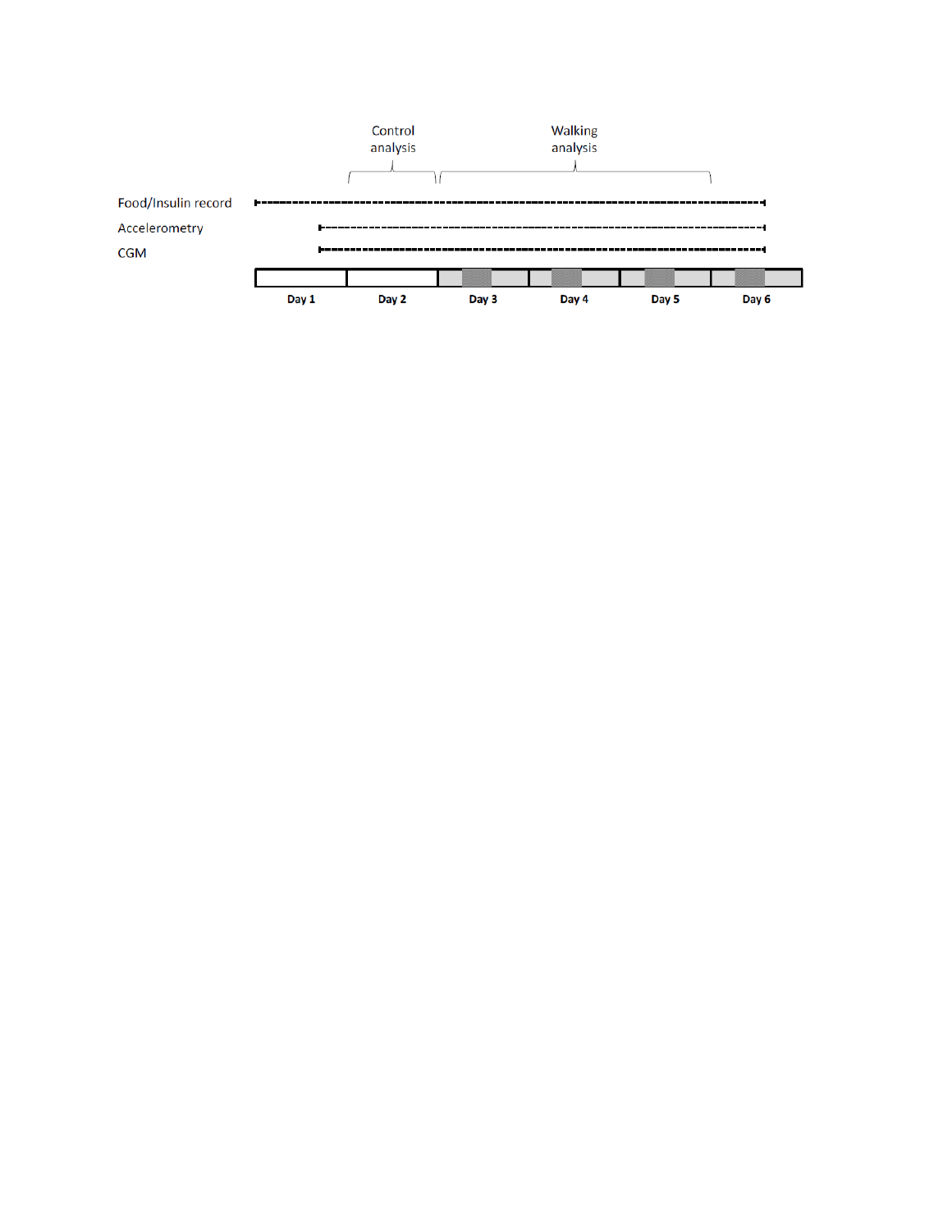Control analysis

Walking analysis

Food/Insulin record

Accelerometry

CGM

Day 1 | Day 2 | Day 3 | Day 4 | Day 5 | Day 6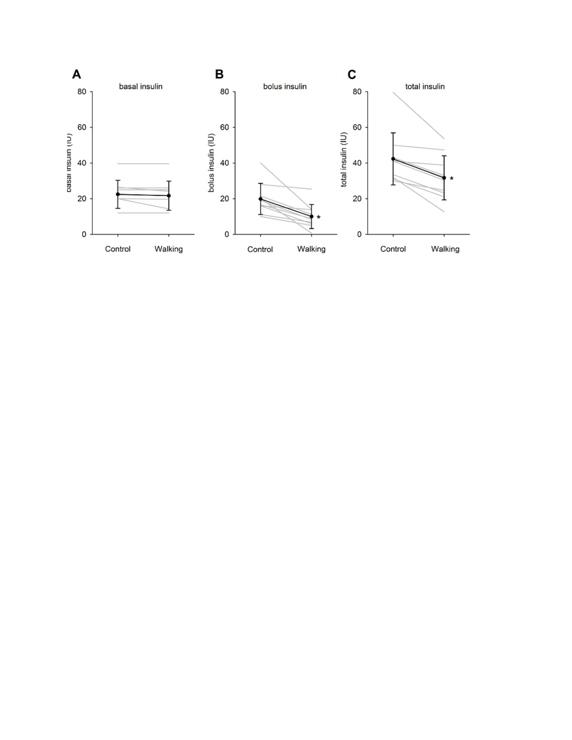A basal insulin

B bolus insulin

C total insulin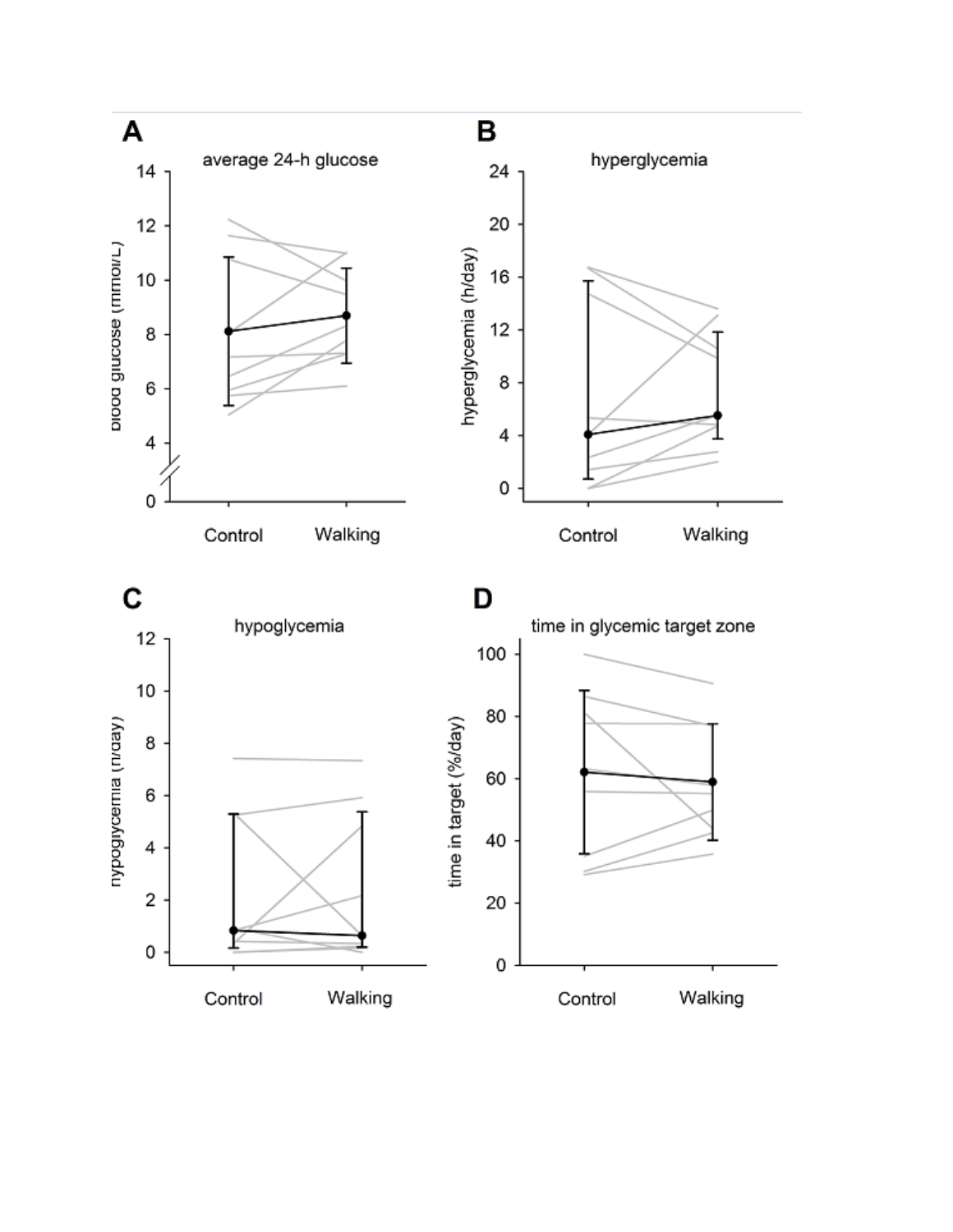**A** average 24-h glucose

Blood glucose (mmol/L)

Control Walking

**B** hyperglycemia

hyperglycemia (h/day)

Control Walking

**C** hypoglycemia

hypoglycemia (h/day)

Control Walking

**D** time in glycemic target zone

time in target (%/day)

Control Walking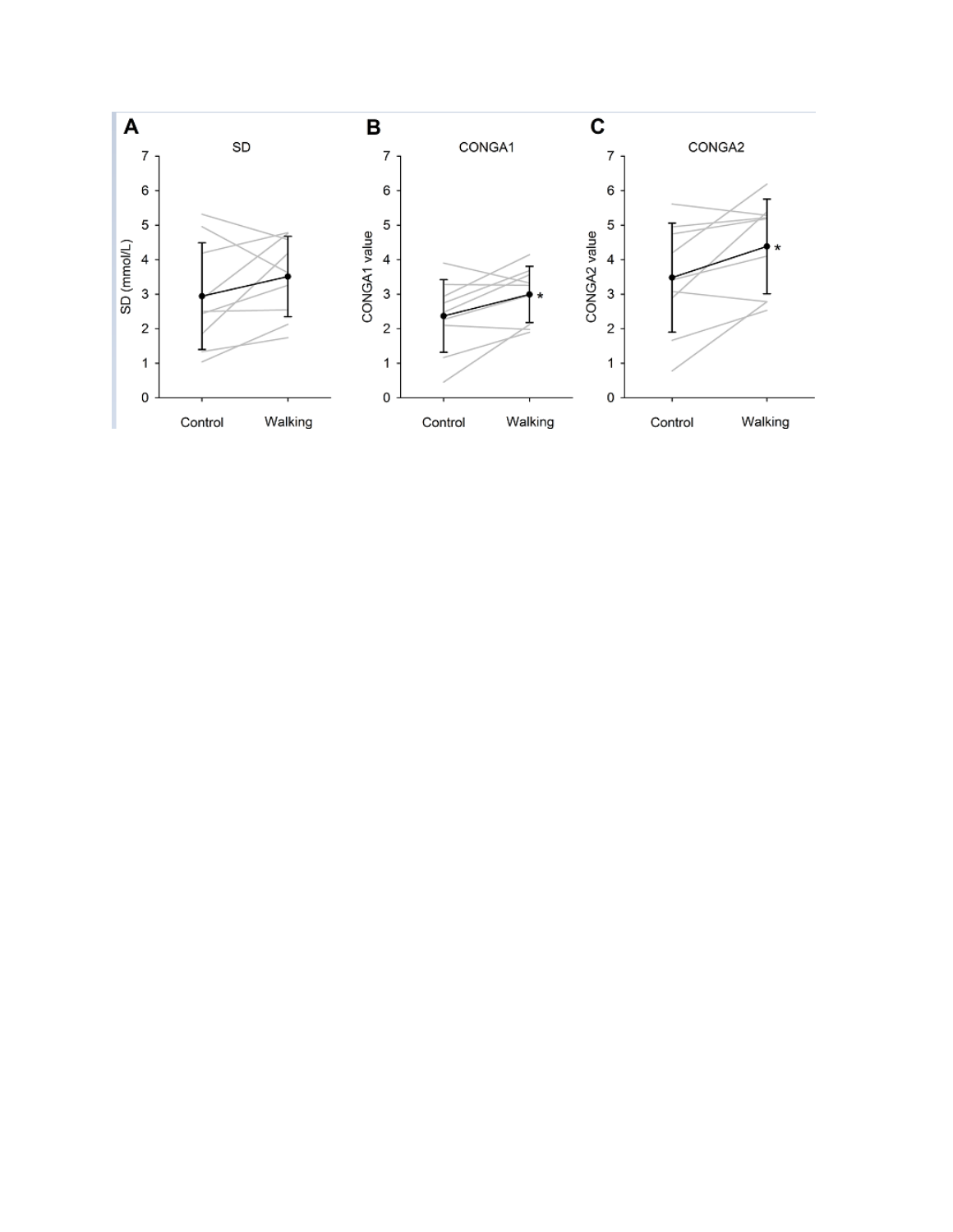A

SD

7
6
5
4
3
2
1
0

SD (mmol/L)

Control Walking

B

CONGA1

7
6
5
4
3
2
1
0

CONGA1 value

Control Walking

*

C

CONGA2

7
6
5
4
3
2
1
0

CONGA2 value

Control Walking

*